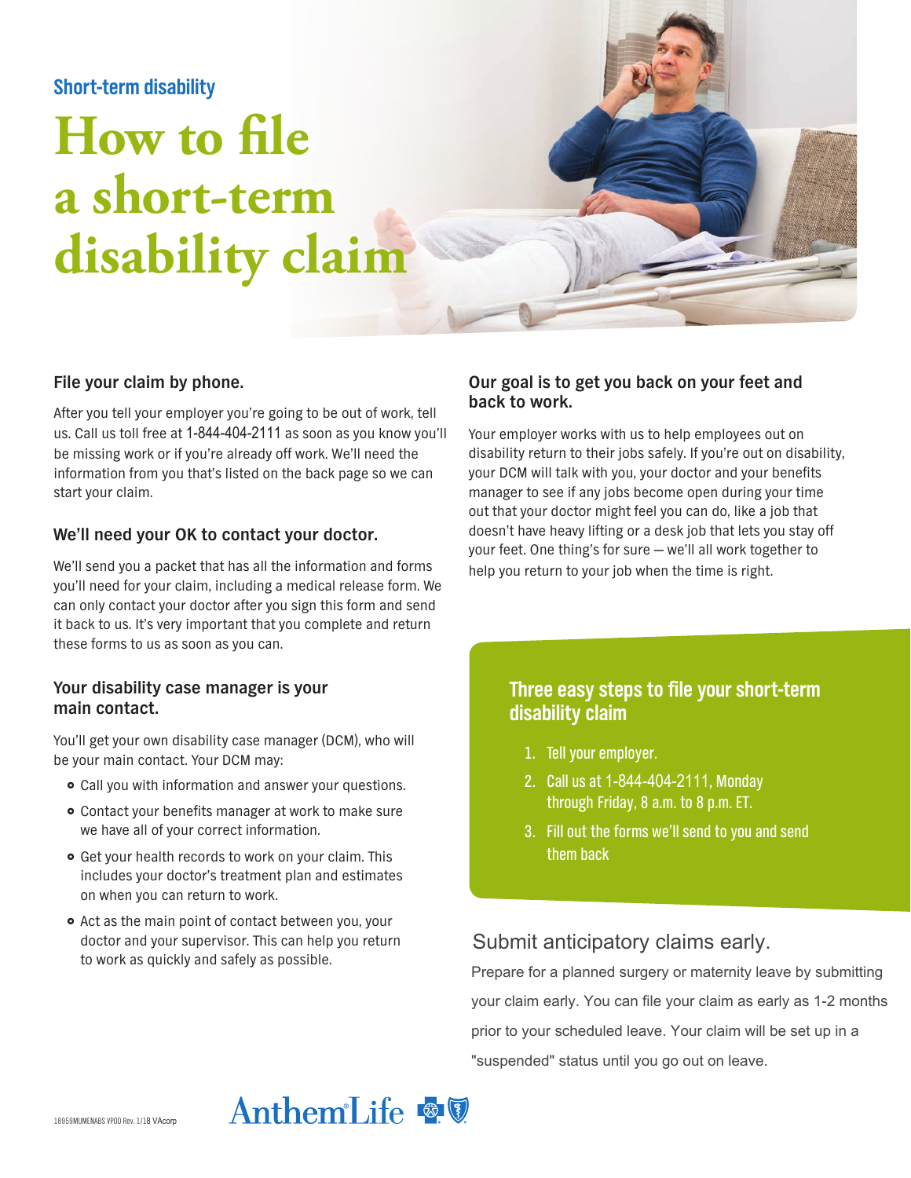Short-term disability

# How to file a short-term disability claim

### File your claim by phone.

After you tell your employer you're going to be out of work, tell us. Call us toll free at 1-844-404-2111 as soon as you know you'll be missing work or if you're already off work. We'll need the information from you that's listed on the back page so we can start your claim.

### We'll need your OK to contact your doctor.

We'll send you a packet that has all the information and forms you'll need for your claim, including a medical release form. We can only contact your doctor after you sign this form and send it back to us. It's very important that you complete and return these forms to us as soon as you can.

### Your disability case manager is your main contact.

You'll get your own disability case manager (DCM), who will be your main contact. Your DCM may:

- Call you with information and answer your questions.
- Contact your benefits manager at work to make sure we have all of your correct information.
- Get your health records to work on your claim. This includes your doctor's treatment plan and estimates on when you can return to work.
- Act as the main point of contact between you, your doctor and your supervisor. This can help you return to work as quickly and safely as possible.

### Our goal is to get you back on your feet and back to work.

Your employer works with us to help employees out on disability return to their jobs safely. If you're out on disability, your DCM will talk with you, your doctor and your benefits manager to see if any jobs become open during your time out that your doctor might feel you can do, like a job that doesn't have heavy lifting or a desk job that lets you stay off your feet. One thing's for sure — we'll all work together to help you return to your job when the time is right.

### Three easy steps to file your short-term disability claim

1. Tell your employer.
2. Call us at 1-844-404-2111, Monday through Friday, 8 a.m. to 8 p.m. ET.
3. Fill out the forms we'll send to you and send them back

### Submit anticipatory claims early.

Prepare for a planned surgery or maternity leave by submitting your claim early. You can file your claim as early as 1-2 months prior to your scheduled leave. Your claim will be set up in a "suspended" status until you go out on leave.

18959MUMENABS VPOD Rev. 1/18 VAcorp

Anthem Life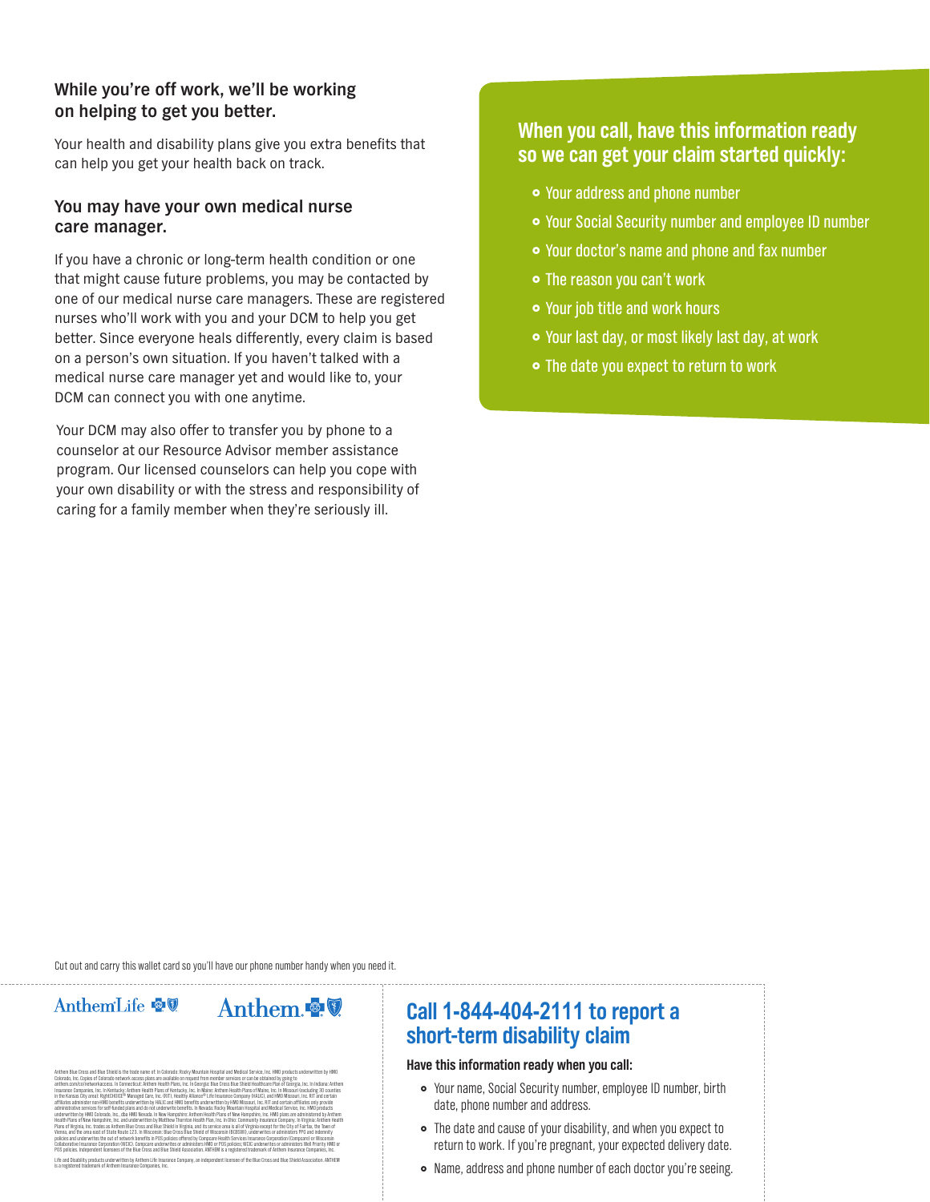## While you're off work, we'll be working on helping to get you better.

Your health and disability plans give you extra benefits that can help you get your health back on track.

## You may have your own medical nurse care manager.

If you have a chronic or long-term health condition or one that might cause future problems, you may be contacted by one of our medical nurse care managers. These are registered nurses who'll work with you and your DCM to help you get better. Since everyone heals differently, every claim is based on a person's own situation. If you haven't talked with a medical nurse care manager yet and would like to, your DCM can connect you with one anytime.

Your DCM may also offer to transfer you by phone to a counselor at our Resource Advisor member assistance program. Our licensed counselors can help you cope with your own disability or with the stress and responsibility of caring for a family member when they're seriously ill.

## When you call, have this information ready so we can get your claim started quickly:

- Your address and phone number
- Your Social Security number and employee ID number
- Your doctor's name and phone and fax number
- The reason you can't work
- Your job title and work hours
- Your last day, or most likely last day, at work
- The date you expect to return to work

Cut out and carry this wallet card so you'll have our phone number handy when you need it.

AnthemLife Anthem

Anthem Blue Cross and Blue Shield is the trade name of: In Colorado: Rocky Mountain Hospital and Medical Service, Inc. HMO products underwritten by HMO Colorado, Inc. Copies of Colorado network access plans are available on request from member services or can be obtained by going to anthem.com/cnetworkaccess. In Connecticut: Anthem Health Plans, Inc. In Georgia: Blue Cross Blue Shield Healthcare Plan of Georgia, Inc. In Indiana: Anthem Insurance Companies, Inc. In Kentucky: Anthem Health Plans of Kentucky, Inc. In Maine: Anthem Health Plans of Maine, Inc. In Missouri (excluding 30 counties in the Kansas City area): RightCHOICE® Managed Care, Inc. (RIT), Healthy Alliance® Life Insurance Company (HALIC), and HMO Missouri, Inc. RIT and certain affiliates administer non-HMO benefits underwritten by HALIC and HMO benefits underwritten by HMO Missouri, Inc. RIT and certain affiliates only provide administrative services for self-funded plans and do not underwrite benefits. In Nevada: Rocky Mountain Hospital and Medical Service, Inc. HMO products underwritten by HMO Colorado, Inc., dba HMO Nevada. In New Hampshire: Anthem Health Plans of New Hampshire, Inc. HMO plans are administered by Anthem Health Plans of New Hampshire, Inc. and underwritten by Matthew Thornton Health Plan, Inc. In Ohio: Community Insurance Company. In Virginia: Anthem Health Plans of Virginia, Inc. trades as Anthem Blue Cross and Blue Shield in Virginia, and its service area is all of Virginia except for the City of Fairfax, the Town of Vienna, and the area east of State Route 123. In Wisconsin: Blue Cross Blue Shield of Wisconsin (BCBSWI), underwrites or administers PPO and indemnity policies and underwrites the out of network benefits in POS policies offered by Compcare Health Services Insurance Corporation (Compcare) or Wisconsin Collaborative Insurance Corporation (WCIC). Compcare underwrites or administers HMO or POS policies; WCIC underwrites or administers Well Priority HMO or POS policies. Independent licensees of the Blue Cross and Blue Shield Association. ANTHEM is a registered trademark of Anthem Insurance Companies, Inc.

Life and Disability products underwritten by Anthem Life Insurance Company, an independent licensee of the Blue Cross and Blue Shield Association. ANTHEM is a registered trademark of Anthem Insurance Companies, Inc.

## Call 1-844-404-2111 to report a short-term disability claim

**Have this information ready when you call:**

- Your name, Social Security number, employee ID number, birth date, phone number and address.
- The date and cause of your disability, and when you expect to return to work. If you're pregnant, your expected delivery date.
- Name, address and phone number of each doctor you're seeing.